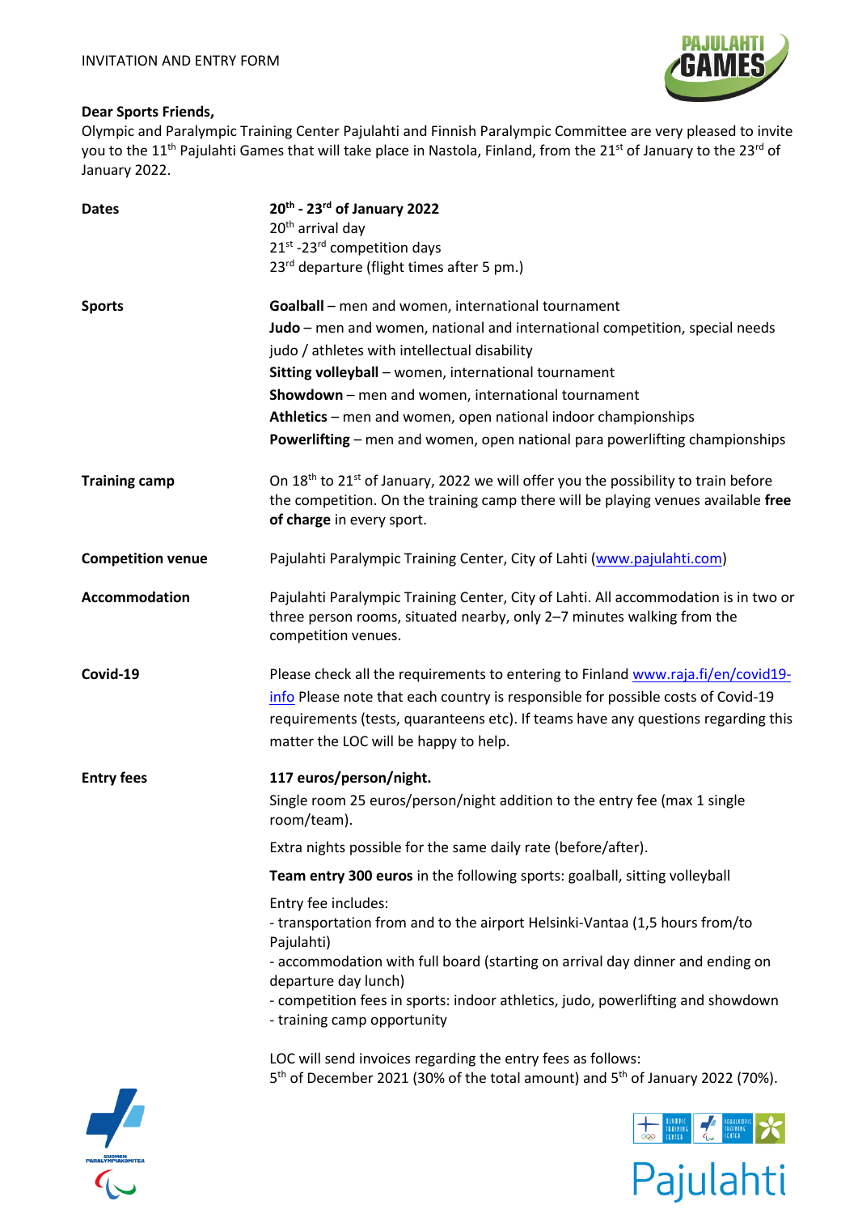INVITATION AND ENTRY FORM

**Dear Sports Friends,**

Olympic and Paralympic Training Center Pajulahti and Finnish Paralympic Committee are very pleased to invite you to the 11th Pajulahti Games that will take place in Nastola, Finland, from the 21st of January to the 23rd of January 2022.

| | |
|---|---|
| **Dates** | **20th - 23rd of January 2022**<br>20th arrival day<br>21st -23rd competition days<br>23rd departure (flight times after 5 pm.) |
| **Sports** | **Goalball** – men and women, international tournament<br>**Judo** – men and women, national and international competition, special needs judo / athletes with intellectual disability<br>**Sitting volleyball** – women, international tournament<br>**Showdown** – men and women, international tournament<br>**Athletics** – men and women, open national indoor championships<br>**Powerlifting** – men and women, open national para powerlifting championships |
| **Training camp** | On 18th to 21st of January, 2022 we will offer you the possibility to train before the competition. On the training camp there will be playing venues available **free of charge** in every sport. |
| **Competition venue** | Pajulahti Paralympic Training Center, City of Lahti (www.pajulahti.com) |
| **Accommodation** | Pajulahti Paralympic Training Center, City of Lahti. All accommodation is in two or three person rooms, situated nearby, only 2–7 minutes walking from the competition venues. |
| **Covid-19** | Please check all the requirements to entering to Finland www.raja.fi/en/covid19-info Please note that each country is responsible for possible costs of Covid-19 requirements (tests, quaranteens etc). If teams have any questions regarding this matter the LOC will be happy to help. |
| **Entry fees** | **117 euros/person/night.**<br>Single room 25 euros/person/night addition to the entry fee (max 1 single room/team).<br>Extra nights possible for the same daily rate (before/after).<br>**Team entry 300 euros** in the following sports: goalball, sitting volleyball<br>Entry fee includes:<br>- transportation from and to the airport Helsinki-Vantaa (1,5 hours from/to Pajulahti)<br>- accommodation with full board (starting on arrival day dinner and ending on departure day lunch)<br>- competition fees in sports: indoor athletics, judo, powerlifting and showdown<br>- training camp opportunity<br>LOC will send invoices regarding the entry fees as follows:<br>5th of December 2021 (30% of the total amount) and 5th of January 2022 (70%). |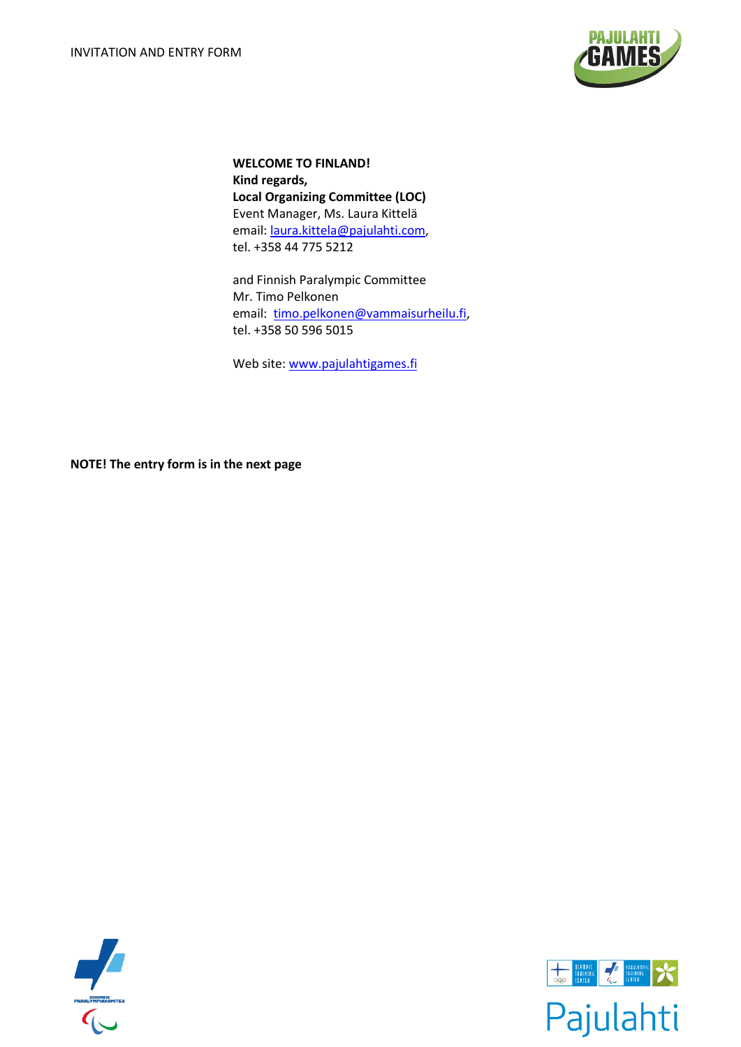**WELCOME TO FINLAND!**
**Kind regards,**
**Local Organizing Committee (LOC)**
Event Manager, Ms. Laura Kittelä
email: laura.kittela@pajulahti.com,
tel. +358 44 775 5212

and Finnish Paralympic Committee
Mr. Timo Pelkonen
email: timo.pelkonen@vammaisurheilu.fi,
tel. +358 50 596 5015

Web site: www.pajulahtigames.fi

**NOTE! The entry form is in the next page**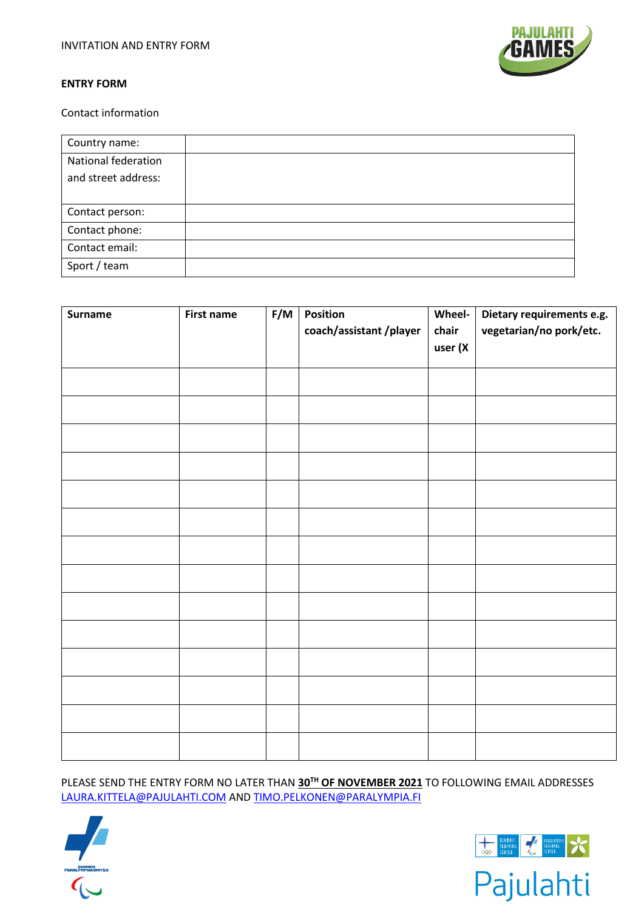INVITATION AND ENTRY FORM

**ENTRY FORM**

Contact information

| Country name: | |
|---|---|
| National federation and street address: | |
| Contact person: | |
| Contact phone: | |
| Contact email: | |
| Sport / team | |

| **Surname** | **First name** | **F/M** | **Position coach/assistant /player** | **Wheel-chair user (X** | **Dietary requirements e.g. vegetarian/no pork/etc.** |
|---|---|---|---|---|---|
| | | | | | |
| | | | | | |
| | | | | | |
| | | | | | |
| | | | | | |
| | | | | | |
| | | | | | |
| | | | | | |
| | | | | | |
| | | | | | |
| | | | | | |
| | | | | | |
| | | | | | |
| | | | | | |

PLEASE SEND THE ENTRY FORM NO LATER THAN **30TH OF NOVEMBER 2021** TO FOLLOWING EMAIL ADDRESSES LAURA.KITTELA@PAJULAHTI.COM AND TIMO.PELKONEN@PARALYMPIA.FI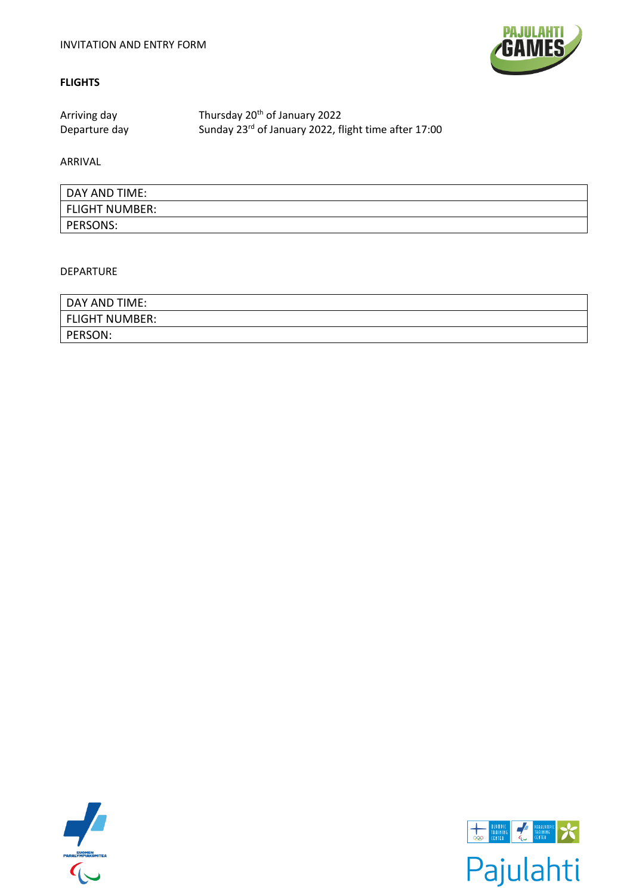## FLIGHTS

| | |
|---|---|
| Arriving day | Thursday 20th of January 2022 |
| Departure day | Sunday 23rd of January 2022, flight time after 17:00 |

ARRIVAL

| |
|---|
| DAY AND TIME: |
| FLIGHT NUMBER: |
| PERSONS: |

DEPARTURE

| |
|---|
| DAY AND TIME: |
| FLIGHT NUMBER: |
| PERSON: |